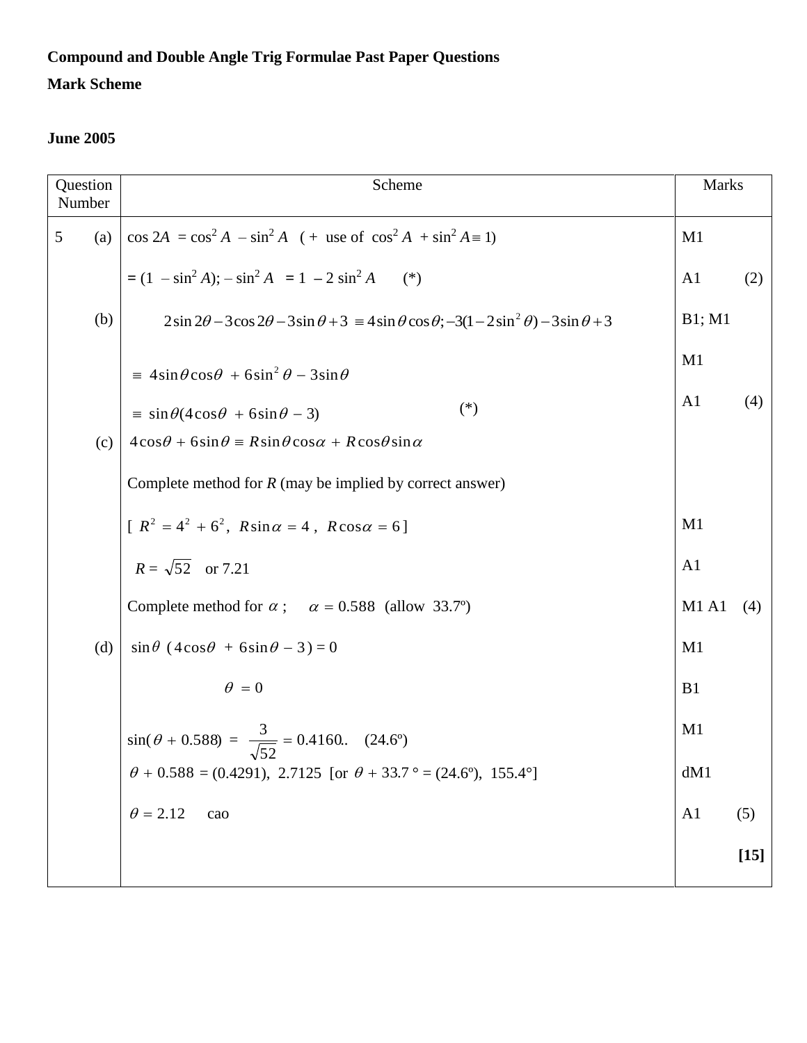**Compound and Double Angle Trig Formulae Past Paper Questions**

**Mark Scheme**

**June 2005**

| Question Number | Scheme | Marks |
|---|---|---|
| 5 (a) | $\cos 2A = \cos^2 A - \sin^2 A$ ( + use of $\cos^2 A + \sin^2 A \equiv 1$) | M1 |
| | $= (1 - \sin^2 A); - \sin^2 A = 1 - 2\sin^2 A$ (*) | A1 (2) |
| (b) | $2\sin 2\theta - 3\cos 2\theta - 3\sin\theta + 3 \equiv 4\sin\theta\cos\theta; -3(1-2\sin^2\theta) - 3\sin\theta + 3$ | B1; M1 |
| | $\equiv 4\sin\theta\cos\theta + 6\sin^2\theta - 3\sin\theta$ | M1 |
| | $\equiv \sin\theta(4\cos\theta + 6\sin\theta - 3)$ (*) | A1 (4) |
| (c) | $4\cos\theta + 6\sin\theta \equiv R\sin\theta\cos\alpha + R\cos\theta\sin\alpha$ | |
| | Complete method for $R$ (may be implied by correct answer) | |
| | [ $R^2 = 4^2 + 6^2$, $R\sin\alpha = 4$ , $R\cos\alpha = 6$ ] | M1 |
| | $R = \sqrt{52}$ or 7.21 | A1 |
| | Complete method for $\alpha$ ; $\alpha = 0.588$ (allow 33.7º) | M1 A1 (4) |
| (d) | $\sin\theta\ (4\cos\theta + 6\sin\theta - 3) = 0$ | M1 |
| | $\theta = 0$ | B1 |
| | $\sin(\theta + 0.588) = \dfrac{3}{\sqrt{52}} = 0.4160..$ (24.6º) | M1 |
| | $\theta + 0.588 = (0.4291),\ 2.7125$ [or $\theta + 33.7° = (24.6º),\ 155.4°$] | dM1 |
| | $\theta = 2.12$ cao | A1 (5) |
| | | **[15]** |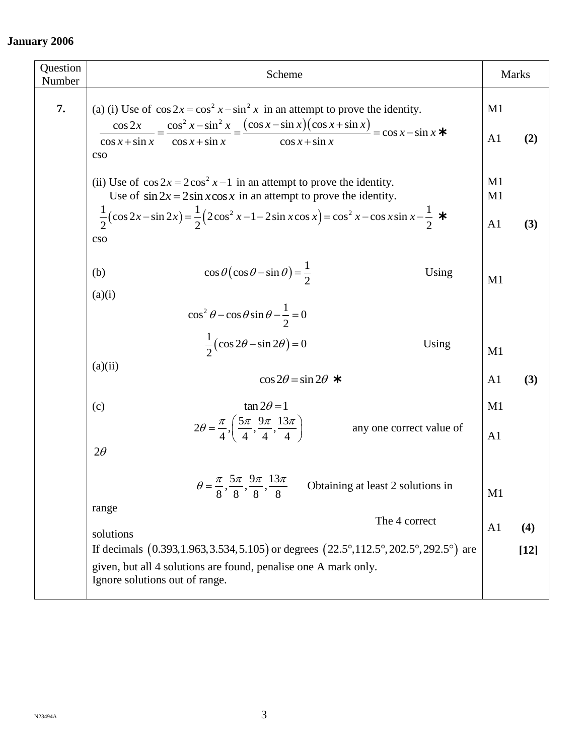**January 2006**

| Question Number | Scheme | Marks |
|---|---|---|
| **7.** | (a) (i) Use of $\cos 2x = \cos^2 x - \sin^2 x$ in an attempt to prove the identity. | M1 |
| | $\dfrac{\cos 2x}{\cos x + \sin x} = \dfrac{\cos^2 x - \sin^2 x}{\cos x + \sin x} = \dfrac{(\cos x - \sin x)(\cos x + \sin x)}{\cos x + \sin x} = \cos x - \sin x$ * cso | A1 **(2)** |
| | (ii) Use of $\cos 2x = 2\cos^2 x - 1$ in an attempt to prove the identity. | M1 |
| | Use of $\sin 2x = 2\sin x \cos x$ in an attempt to prove the identity. | M1 |
| | $\dfrac{1}{2}(\cos 2x - \sin 2x) = \dfrac{1}{2}(2\cos^2 x - 1 - 2\sin x \cos x) = \cos^2 x - \cos x \sin x - \dfrac{1}{2}$ * cso | A1 **(3)** |
| | (b) $\cos\theta(\cos\theta - \sin\theta) = \dfrac{1}{2}$ Using (a)(i) | M1 |
| | $\cos^2\theta - \cos\theta\sin\theta - \dfrac{1}{2} = 0$ | |
| | $\dfrac{1}{2}(\cos 2\theta - \sin 2\theta) = 0$ Using (a)(ii) | M1 |
| | $\cos 2\theta = \sin 2\theta$ * | A1 **(3)** |
| | (c) $\tan 2\theta = 1$ | M1 |
| | $2\theta = \dfrac{\pi}{4}, \left(\dfrac{5\pi}{4}, \dfrac{9\pi}{4}, \dfrac{13\pi}{4}\right)$ any one correct value of $2\theta$ | A1 |
| | $\theta = \dfrac{\pi}{8}, \dfrac{5\pi}{8}, \dfrac{9\pi}{8}, \dfrac{13\pi}{8}$ Obtaining at least 2 solutions in range | M1 |
| | The 4 correct solutions | A1 **(4)** |
| | If decimals $(0.393, 1.963, 3.534, 5.105)$ or degrees $(22.5°, 112.5°, 202.5°, 292.5°)$ are given, but all 4 solutions are found, penalise one A mark only. Ignore solutions out of range. | **[12]** |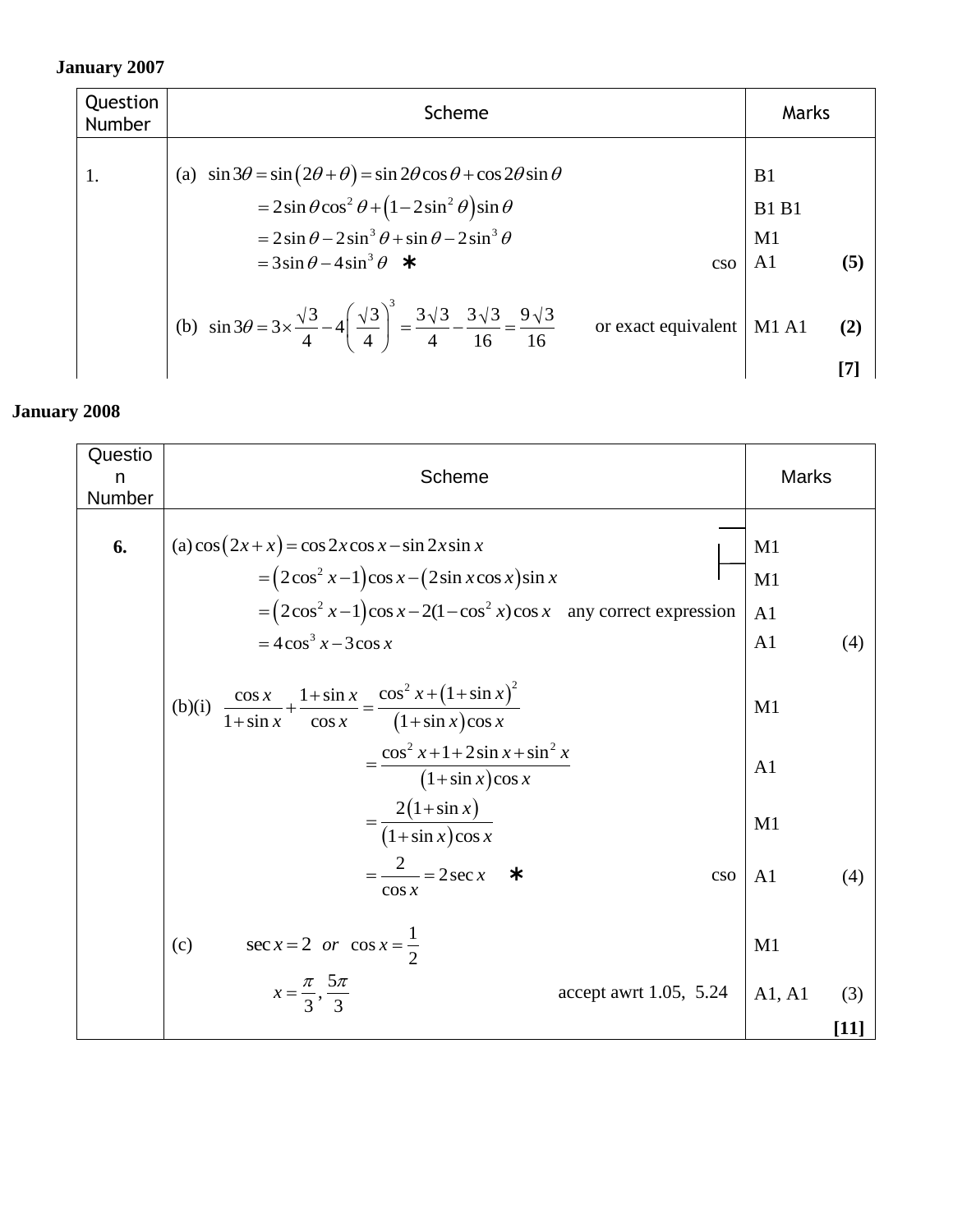**January 2007**

| Question Number | Scheme | Marks |
|---|---|---|
| 1. | (a) $\sin 3\theta = \sin(2\theta + \theta) = \sin 2\theta \cos\theta + \cos 2\theta \sin\theta$ | B1 |
| | $= 2\sin\theta\cos^2\theta + (1 - 2\sin^2\theta)\sin\theta$ | B1 B1 |
| | $= 2\sin\theta - 2\sin^3\theta + \sin\theta - 2\sin^3\theta$ | M1 |
| | $= 3\sin\theta - 4\sin^3\theta$ ∗ cso | A1 **(5)** |
| | (b) $\sin 3\theta = 3\times\frac{\sqrt{3}}{4} - 4\left(\frac{\sqrt{3}}{4}\right)^3 = \frac{3\sqrt{3}}{4} - \frac{3\sqrt{3}}{16} = \frac{9\sqrt{3}}{16}$ or exact equivalent | M1 A1 **(2)** |
| | | **[7]** |

**January 2008**

| Question Number | Scheme | Marks |
|---|---|---|
| **6.** | (a) $\cos(2x + x) = \cos 2x\cos x - \sin 2x \sin x$ | M1 |
| | $= (2\cos^2 x - 1)\cos x - (2\sin x\cos x)\sin x$ | M1 |
| | $= (2\cos^2 x - 1)\cos x - 2(1 - \cos^2 x)\cos x$ any correct expression | A1 |
| | $= 4\cos^3 x - 3\cos x$ | A1 (4) |
| | (b)(i) $\frac{\cos x}{1+\sin x} + \frac{1+\sin x}{\cos x} = \frac{\cos^2 x + (1+\sin x)^2}{(1+\sin x)\cos x}$ | M1 |
| | $= \frac{\cos^2 x + 1 + 2\sin x + \sin^2 x}{(1+\sin x)\cos x}$ | A1 |
| | $= \frac{2(1+\sin x)}{(1+\sin x)\cos x}$ | M1 |
| | $= \frac{2}{\cos x} = 2\sec x$ ∗ cso | A1 (4) |
| | (c) $\sec x = 2$ *or* $\cos x = \frac{1}{2}$ | M1 |
| | $x = \frac{\pi}{3}, \frac{5\pi}{3}$ accept awrt 1.05, 5.24 | A1, A1 (3) |
| | | **[11]** |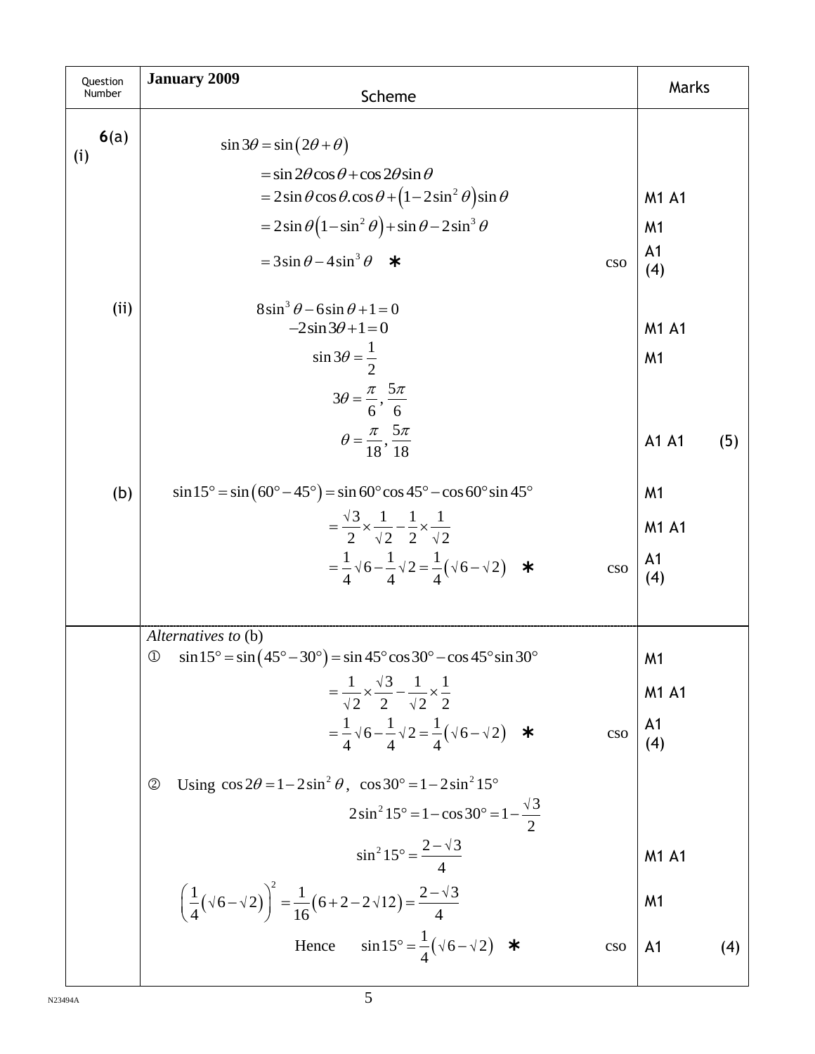| Question Number | January 2009<br>Scheme | Marks |
|---|---|---|
| 6(a)(i) | $\sin 3\theta = \sin(2\theta + \theta)$ | |
| | $= \sin 2\theta \cos\theta + \cos 2\theta \sin\theta$ | |
| | $= 2\sin\theta\cos\theta.\cos\theta + (1 - 2\sin^2\theta)\sin\theta$ | M1 A1 |
| | $= 2\sin\theta(1 - \sin^2\theta) + \sin\theta - 2\sin^3\theta$ | M1 |
| | $= 3\sin\theta - 4\sin^3\theta$ ∗ cso | A1 (4) |
| (ii) | $8\sin^3\theta - 6\sin\theta + 1 = 0$ | |
| | $-2\sin 3\theta + 1 = 0$ | M1 A1 |
| | $\sin 3\theta = \frac{1}{2}$ | M1 |
| | $3\theta = \frac{\pi}{6}, \frac{5\pi}{6}$ | |
| | $\theta = \frac{\pi}{18}, \frac{5\pi}{18}$ | A1 A1 (5) |
| (b) | $\sin 15° = \sin(60° - 45°) = \sin 60° \cos 45° - \cos 60° \sin 45°$ | M1 |
| | $= \frac{\sqrt{3}}{2} \times \frac{1}{\sqrt{2}} - \frac{1}{2} \times \frac{1}{\sqrt{2}}$ | M1 A1 |
| | $= \frac{1}{4}\sqrt{6} - \frac{1}{4}\sqrt{2} = \frac{1}{4}(\sqrt{6} - \sqrt{2})$ ∗ cso | A1 (4) |
| | *Alternatives to* (b) | |
| | ① $\sin 15° = \sin(45° - 30°) = \sin 45° \cos 30° - \cos 45° \sin 30°$ | M1 |
| | $= \frac{1}{\sqrt{2}} \times \frac{\sqrt{3}}{2} - \frac{1}{\sqrt{2}} \times \frac{1}{2}$ | M1 A1 |
| | $= \frac{1}{4}\sqrt{6} - \frac{1}{4}\sqrt{2} = \frac{1}{4}(\sqrt{6} - \sqrt{2})$ ∗ cso | A1 (4) |
| | ② Using $\cos 2\theta = 1 - 2\sin^2\theta$, $\cos 30° = 1 - 2\sin^2 15°$ | |
| | $2\sin^2 15° = 1 - \cos 30° = 1 - \frac{\sqrt{3}}{2}$ | |
| | $\sin^2 15° = \frac{2 - \sqrt{3}}{4}$ | M1 A1 |
| | $\left(\frac{1}{4}(\sqrt{6} - \sqrt{2})\right)^2 = \frac{1}{16}(6 + 2 - 2\sqrt{12}) = \frac{2 - \sqrt{3}}{4}$ | M1 |
| | Hence $\sin 15° = \frac{1}{4}(\sqrt{6} - \sqrt{2})$ ∗ cso | A1 (4) |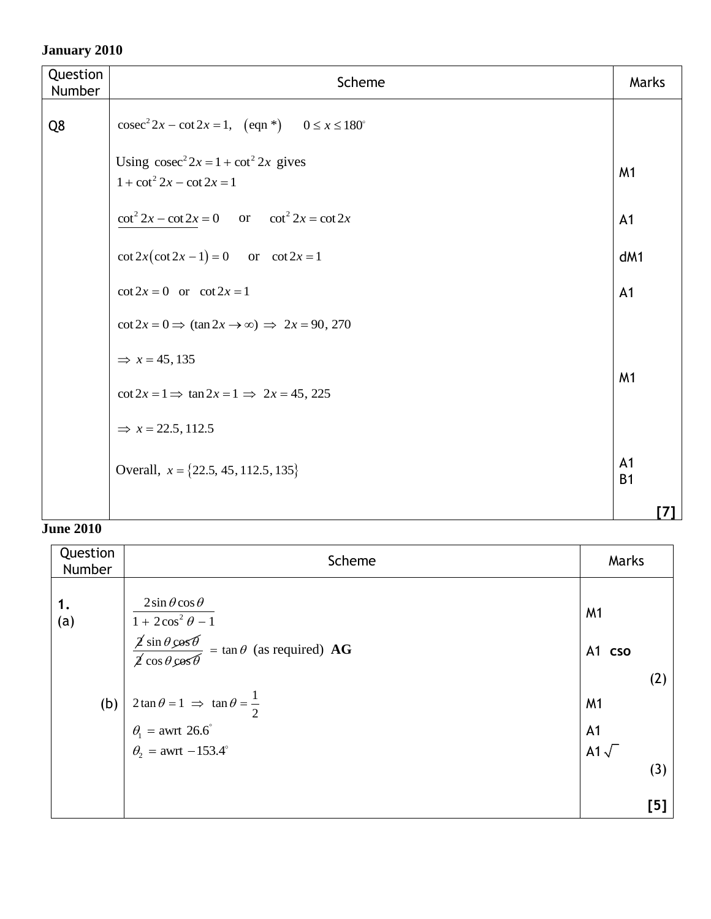**January 2010**

| Question Number | Scheme | Marks |
|---|---|---|
| Q8 | $\text{cosec}^2 2x - \cot 2x = 1, \quad (\text{eqn } *) \qquad 0 \le x \le 180°$ | |
| | Using $\text{cosec}^2 2x = 1 + \cot^2 2x$ gives $1 + \cot^2 2x - \cot 2x = 1$ | M1 |
| | $\underline{\cot^2 2x - \cot 2x = 0}$ or $\cot^2 2x = \cot 2x$ | A1 |
| | $\cot 2x(\cot 2x - 1) = 0$ or $\cot 2x = 1$ | dM1 |
| | $\cot 2x = 0$ or $\cot 2x = 1$ | A1 |
| | $\cot 2x = 0 \Rightarrow (\tan 2x \to \infty) \Rightarrow 2x = 90, 270$ | |
| | $\Rightarrow x = 45, 135$ | M1 |
| | $\cot 2x = 1 \Rightarrow \tan 2x = 1 \Rightarrow 2x = 45, 225$ | |
| | $\Rightarrow x = 22.5, 112.5$ | |
| | Overall, $x = \{22.5, 45, 112.5, 135\}$ | A1 B1 |
| | | **[7]** |

**June 2010**

| Question Number | Scheme | Marks |
|---|---|---|
| **1.** (a) | $\dfrac{2\sin\theta\cos\theta}{1 + 2\cos^2\theta - 1}$ | M1 |
| | $\dfrac{\not{2}\sin\theta\not{\cos\theta}}{\not{2}\cos\theta\not{\cos\theta}} = \tan\theta$ (as required) **AG** | A1 **cso** |
| | | (2) |
| (b) | $2\tan\theta = 1 \Rightarrow \tan\theta = \dfrac{1}{2}$ | M1 |
| | $\theta_1 = \text{awrt } 26.6°$ | A1 |
| | $\theta_2 = \text{awrt } -153.4°$ | A1 $\sqrt{}$ |
| | | (3) |
| | | **[5]** |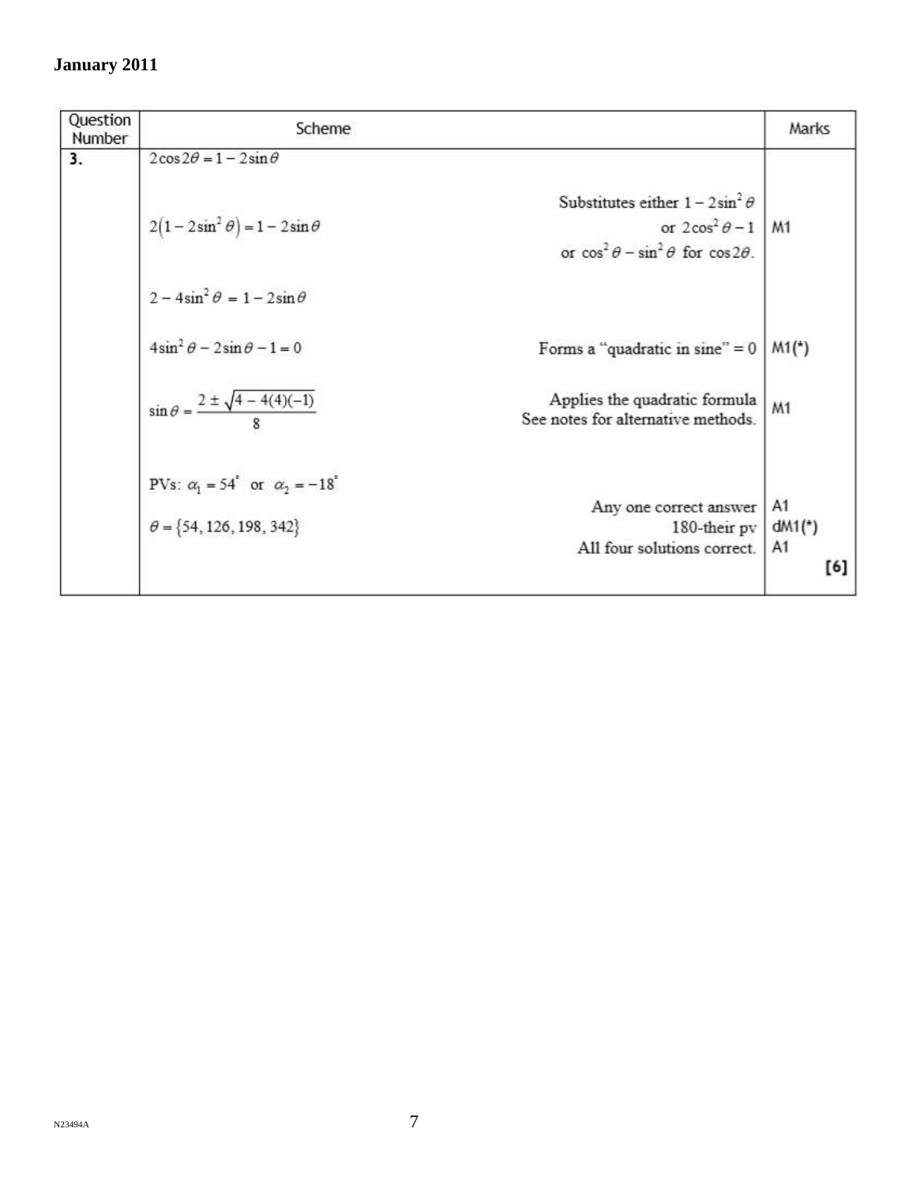**January 2011**

| Question Number | Scheme | | Marks |
|---|---|---|---|
| **3.** | $2\cos 2\theta = 1 - 2\sin\theta$ | | |
| | $2\left(1 - 2\sin^2\theta\right) = 1 - 2\sin\theta$ | Substitutes either $1 - 2\sin^2\theta$ or $2\cos^2\theta - 1$ or $\cos^2\theta - \sin^2\theta$ for $\cos 2\theta$. | M1 |
| | $2 - 4\sin^2\theta = 1 - 2\sin\theta$ | | |
| | $4\sin^2\theta - 2\sin\theta - 1 = 0$ | Forms a "quadratic in sine" = 0 | M1(*) |
| | $\sin\theta = \dfrac{2 \pm \sqrt{4 - 4(4)(-1)}}{8}$ | Applies the quadratic formula. See notes for alternative methods. | M1 |
| | PVs: $\alpha_1 = 54^\circ$ or $\alpha_2 = -18^\circ$ | Any one correct answer | A1 |
| | $\theta = \{54, 126, 198, 342\}$ | 180-their pv | dM1(*) |
| | | All four solutions correct. | A1 |
| | | | **[6]** |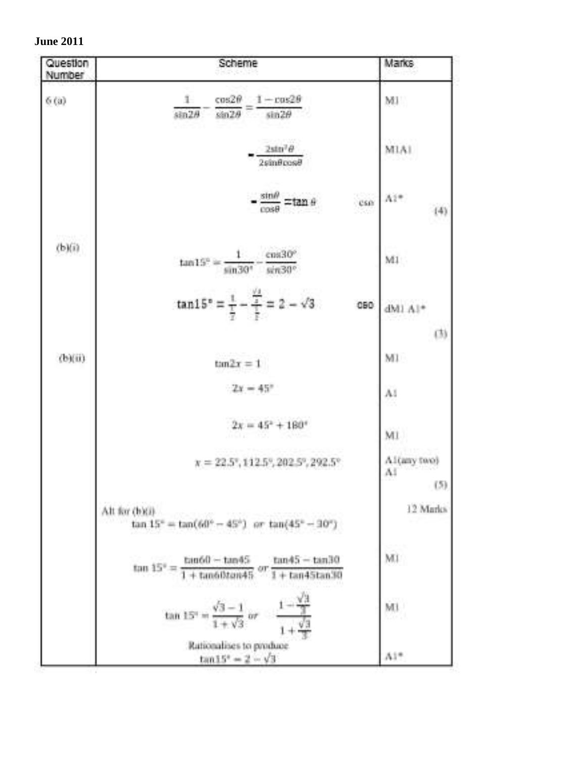**June 2011**

| Question Number | Scheme | | Marks |
|---|---|---|---|
| 6 (a) | $\dfrac{1}{\sin 2\theta} - \dfrac{\cos 2\theta}{\sin 2\theta} = \dfrac{1-\cos 2\theta}{\sin 2\theta}$ | | M1 |
| | $= \dfrac{2\sin^2\theta}{2\sin\theta\cos\theta}$ | | M1A1 |
| | $= \dfrac{\sin\theta}{\cos\theta} = \tan\theta$ | cso | A1* (4) |
| (b)(i) | $\tan 15° = \dfrac{1}{\sin 30°} - \dfrac{\cos 30°}{\sin 30°}$ | | M1 |
| | $\tan 15° = \dfrac{1}{\frac{1}{2}} - \dfrac{\frac{\sqrt{3}}{2}}{\frac{1}{2}} = 2 - \sqrt{3}$ | cso | dM1 A1* (3) |
| (b)(ii) | $\tan 2x = 1$ | | M1 |
| | $2x = 45°$ | | A1 |
| | $2x = 45° + 180°$ | | M1 |
| | $x = 22.5°, 112.5°, 202.5°, 292.5°$ | | A1(any two) A1 (5) |
| | Alt for (b)(i) $\tan 15° = \tan(60° - 45°)$ or $\tan(45° - 30°)$ | | 12 Marks |
| | $\tan 15° = \dfrac{\tan 60 - \tan 45}{1 + \tan 60 \tan 45}$ or $\dfrac{\tan 45 - \tan 30}{1 + \tan 45 \tan 30}$ | | M1 |
| | $\tan 15° = \dfrac{\sqrt{3}-1}{1+\sqrt{3}}$ or $\dfrac{1 - \frac{\sqrt{3}}{3}}{1 + \frac{\sqrt{3}}{3}}$ | | M1 |
| | Rationalises to produce $\tan 15° = 2 - \sqrt{3}$ | | A1* |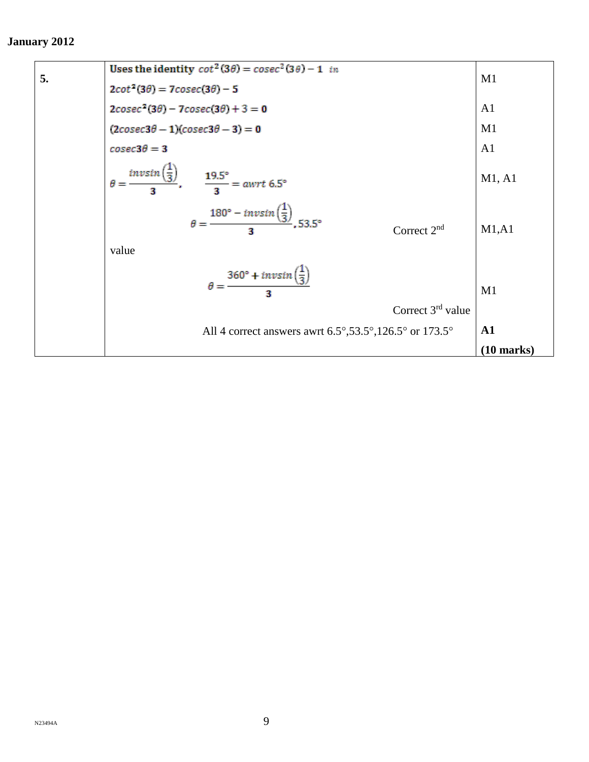**January 2012**

| | | |
|---|---|---|
| **5.** | **Uses the identity** $cot^2(3\theta) = cosec^2(3\theta) - 1$ *in* $2cot^2(3\theta) = 7cosec(3\theta) - 5$ | M1 |
| | $2cosec^2(3\theta) - 7cosec(3\theta) + 3 = 0$ | A1 |
| | $(2cosec3\theta - 1)(cosec3\theta - 3) = 0$ | M1 |
| | $cosec3\theta = 3$ | A1 |
| | $\theta = \dfrac{invsin\left(\frac{1}{3}\right)}{3}, \quad \dfrac{19.5°}{3} = awrt\ 6.5°$ | M1, A1 |
| | $\theta = \dfrac{180° - invsin\left(\frac{1}{3}\right)}{3}, 53.5°$ Correct 2nd value | M1,A1 |
| | $\theta = \dfrac{360° + invsin\left(\frac{1}{3}\right)}{3}$ Correct 3rd value | M1 |
| | All 4 correct answers awrt 6.5°,53.5°,126.5° or 173.5° | **A1** |
| | | **(10 marks)** |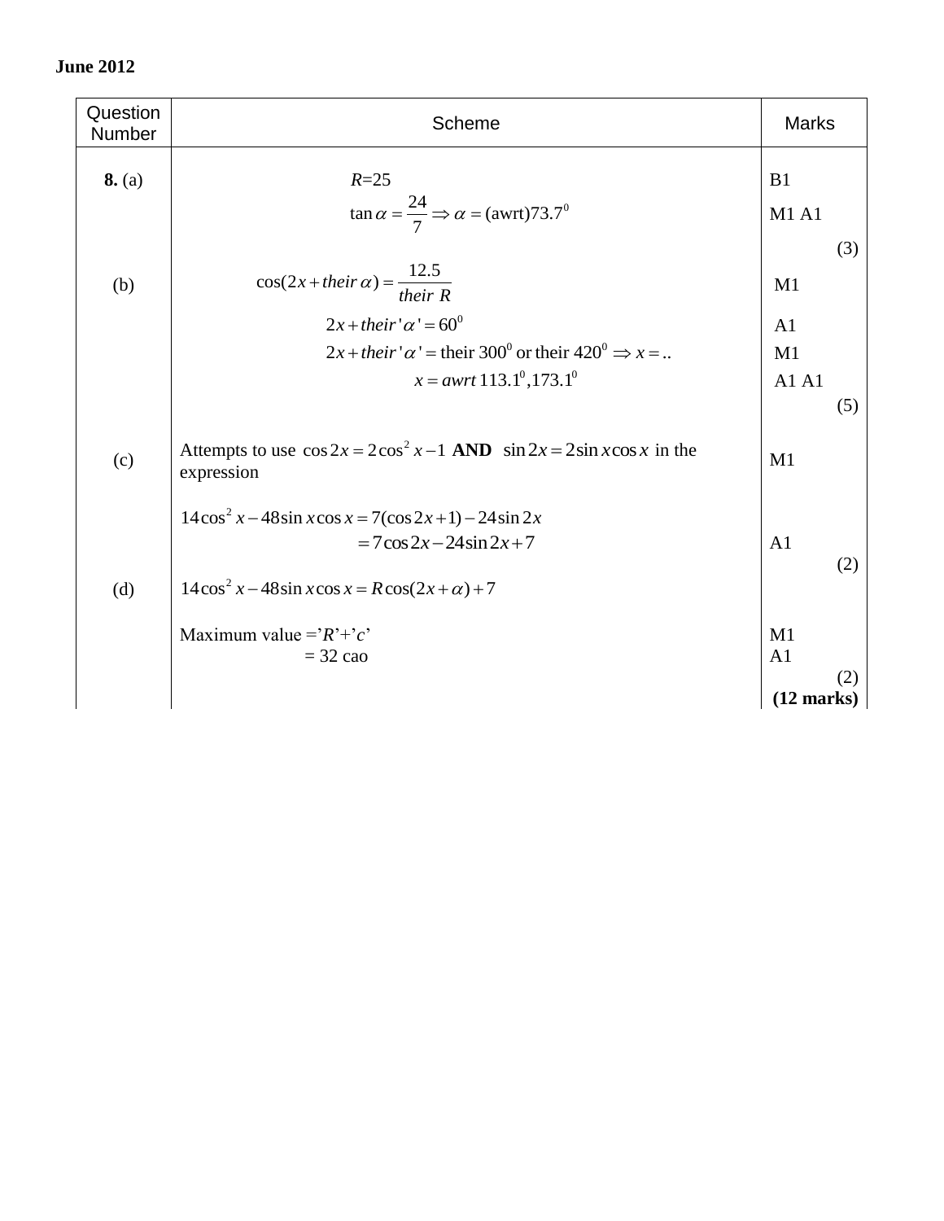**June 2012**

| Question Number | Scheme | Marks |
|---|---|---|
| **8.** (a) | $R$=25 | B1 |
| | $\tan\alpha = \dfrac{24}{7} \Rightarrow \alpha = \text{(awrt)}73.7^0$ | M1 A1 |
| | | (3) |
| (b) | $\cos(2x + their\ \alpha) = \dfrac{12.5}{their\ R}$ | M1 |
| | $2x + their'\alpha' = 60^0$ | A1 |
| | $2x + their'\alpha' = \text{their } 300^0 \text{ or their } 420^0 \Rightarrow x = ..$ | M1 |
| | $x = awrt\ 113.1^0, 173.1^0$ | A1 A1 |
| | | (5) |
| (c) | Attempts to use $\cos 2x = 2\cos^2 x - 1$ **AND** $\sin 2x = 2\sin x \cos x$ in the expression | M1 |
| | $14\cos^2 x - 48\sin x\cos x = 7(\cos 2x + 1) - 24\sin 2x$ | |
| | $= 7\cos 2x - 24\sin 2x + 7$ | A1 |
| | | (2) |
| (d) | $14\cos^2 x - 48\sin x\cos x = R\cos(2x + \alpha) + 7$ | |
| | Maximum value ='$R$'+'$c$' | M1 |
| | = 32 cao | A1 |
| | | (2) |
| | | **(12 marks)** |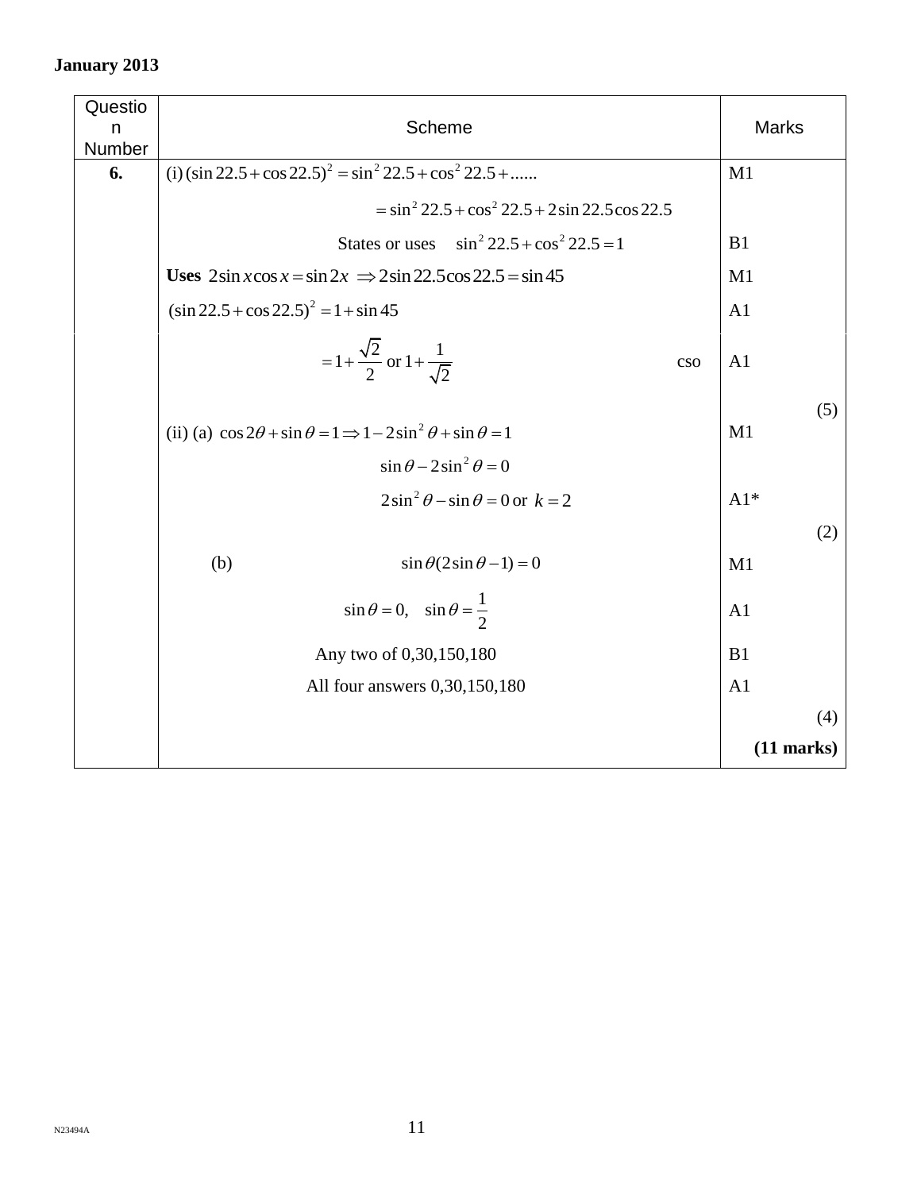**January 2013**

| Question Number | Scheme | Marks |
|---|---|---|
| **6.** | (i) $(\sin 22.5 + \cos 22.5)^2 = \sin^2 22.5 + \cos^2 22.5 + ......$ | M1 |
| | $= \sin^2 22.5 + \cos^2 22.5 + 2\sin 22.5 \cos 22.5$ | |
| | States or uses $\sin^2 22.5 + \cos^2 22.5 = 1$ | B1 |
| | **Uses** $2\sin x \cos x = \sin 2x \Rightarrow 2\sin 22.5 \cos 22.5 = \sin 45$ | M1 |
| | $(\sin 22.5 + \cos 22.5)^2 = 1 + \sin 45$ | A1 |
| | $= 1 + \frac{\sqrt{2}}{2}$ or $1 + \frac{1}{\sqrt{2}}$ cso | A1 |
| | | (5) |
| | (ii) (a) $\cos 2\theta + \sin\theta = 1 \Rightarrow 1 - 2\sin^2\theta + \sin\theta = 1$ | M1 |
| | $\sin\theta - 2\sin^2\theta = 0$ | |
| | $2\sin^2\theta - \sin\theta = 0$ or $k = 2$ | A1* |
| | | (2) |
| | (b) $\sin\theta(2\sin\theta - 1) = 0$ | M1 |
| | $\sin\theta = 0, \quad \sin\theta = \frac{1}{2}$ | A1 |
| | Any two of 0,30,150,180 | B1 |
| | All four answers 0,30,150,180 | A1 |
| | | (4) |
| | | **(11 marks)** |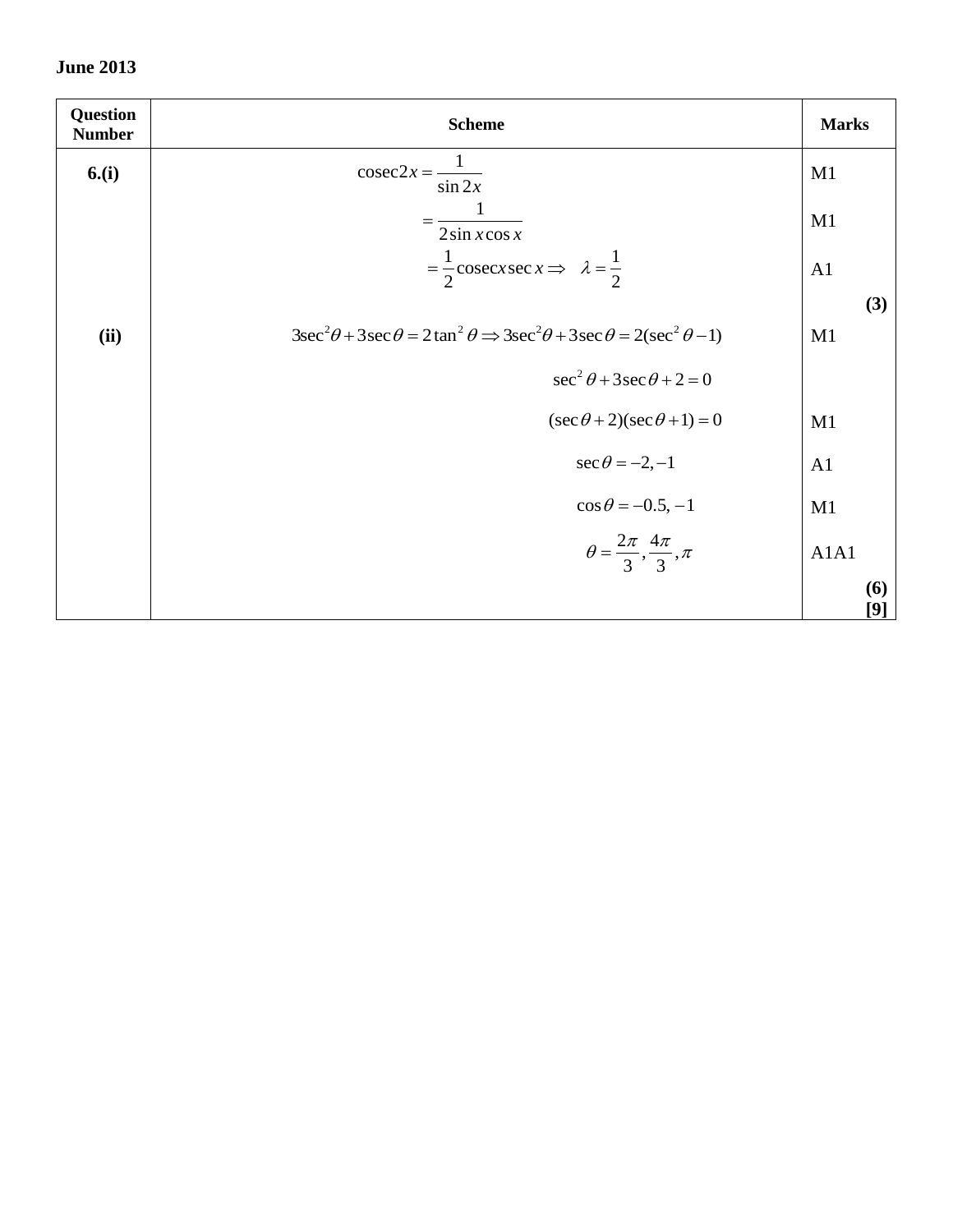**June 2013**

| Question Number | Scheme | Marks |
|---|---|---|
| 6.(i) | $\text{cosec}2x = \dfrac{1}{\sin 2x}$ | M1 |
| | $= \dfrac{1}{2\sin x \cos x}$ | M1 |
| | $= \dfrac{1}{2}\text{cosec}x \sec x \Rightarrow \quad \lambda = \dfrac{1}{2}$ | A1 |
| | | **(3)** |
| (ii) | $3\sec^2\theta + 3\sec\theta = 2\tan^2\theta \Rightarrow 3\sec^2\theta + 3\sec\theta = 2(\sec^2\theta - 1)$ | M1 |
| | $\sec^2\theta + 3\sec\theta + 2 = 0$ | |
| | $(\sec\theta + 2)(\sec\theta + 1) = 0$ | M1 |
| | $\sec\theta = -2, -1$ | A1 |
| | $\cos\theta = -0.5, -1$ | M1 |
| | $\theta = \dfrac{2\pi}{3}, \dfrac{4\pi}{3}, \pi$ | A1A1 |
| | | **(6)** **[9]** |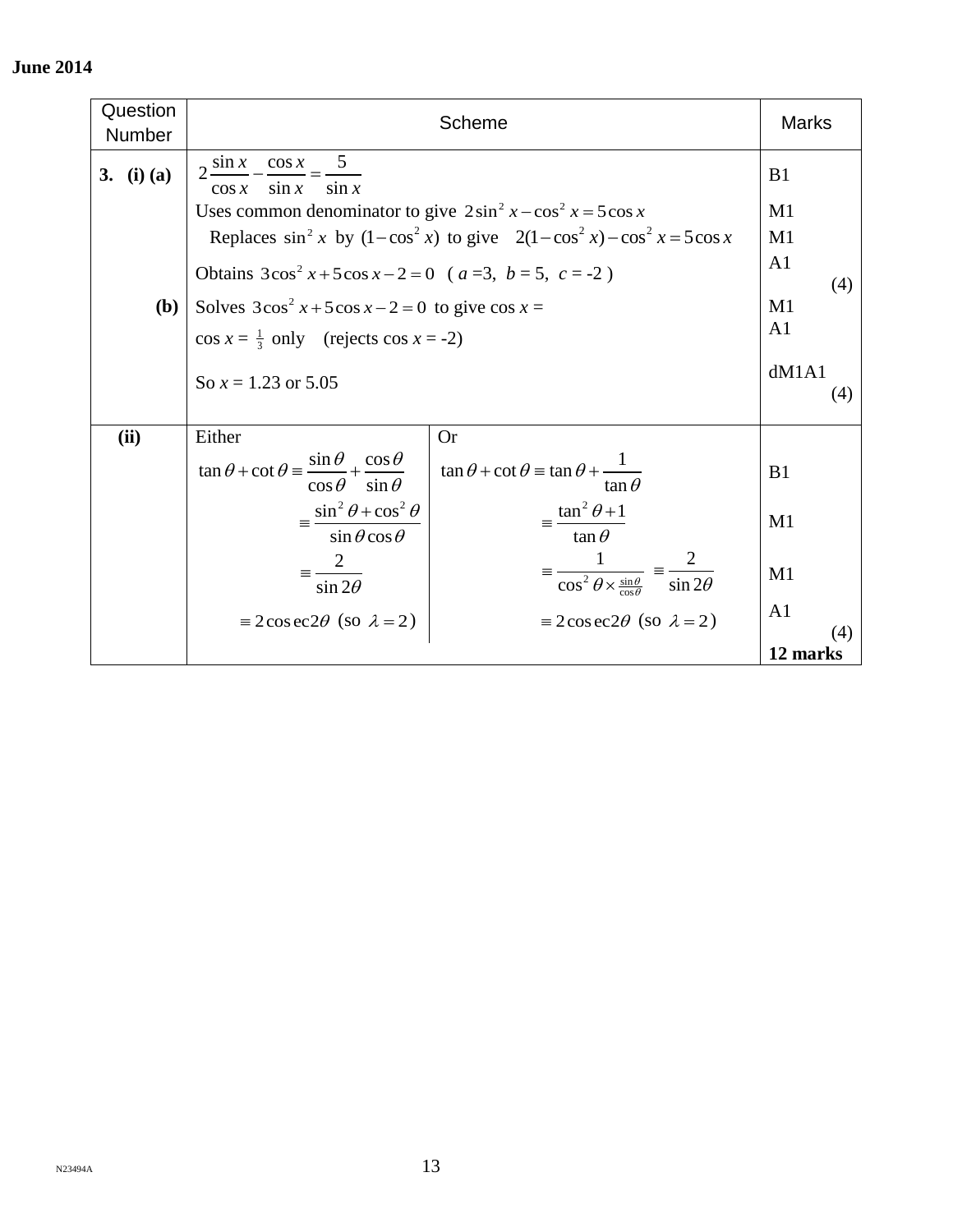**June 2014**

| Question Number | Scheme | | Marks |
|---|---|---|---|
| **3. (i) (a)** | $2\dfrac{\sin x}{\cos x} - \dfrac{\cos x}{\sin x} = \dfrac{5}{\sin x}$ | | B1 |
| | Uses common denominator to give $2\sin^2 x - \cos^2 x = 5\cos x$ | | M1 |
| | Replaces $\sin^2 x$ by $(1-\cos^2 x)$ to give $2(1-\cos^2 x) - \cos^2 x = 5\cos x$ | | M1 |
| | Obtains $3\cos^2 x + 5\cos x - 2 = 0$ ( $a$ =3, $b$ = 5, $c$ = -2 ) | | A1 (4) |
| **(b)** | Solves $3\cos^2 x + 5\cos x - 2 = 0$ to give cos $x$ = | | M1 |
| | cos $x$ = $\frac{1}{3}$ only (rejects cos $x$ = -2) | | A1 |
| | So $x$ = 1.23 or 5.05 | | dM1A1 (4) |
| **(ii)** | Either | Or | |
| | $\tan\theta + \cot\theta \equiv \dfrac{\sin\theta}{\cos\theta} + \dfrac{\cos\theta}{\sin\theta}$ | $\tan\theta + \cot\theta \equiv \tan\theta + \dfrac{1}{\tan\theta}$ | B1 |
| | $\equiv \dfrac{\sin^2\theta + \cos^2\theta}{\sin\theta\cos\theta}$ | $\equiv \dfrac{\tan^2\theta + 1}{\tan\theta}$ | M1 |
| | $\equiv \dfrac{2}{\sin 2\theta}$ | $\equiv \dfrac{1}{\cos^2\theta \times \frac{\sin\theta}{\cos\theta}} \equiv \dfrac{2}{\sin 2\theta}$ | M1 |
| | $\equiv 2\,\text{cosec}\,2\theta$ (so $\lambda = 2$) | $\equiv 2\,\text{cosec}\,2\theta$ (so $\lambda = 2$) | A1 (4) |
| | | | **12 marks** |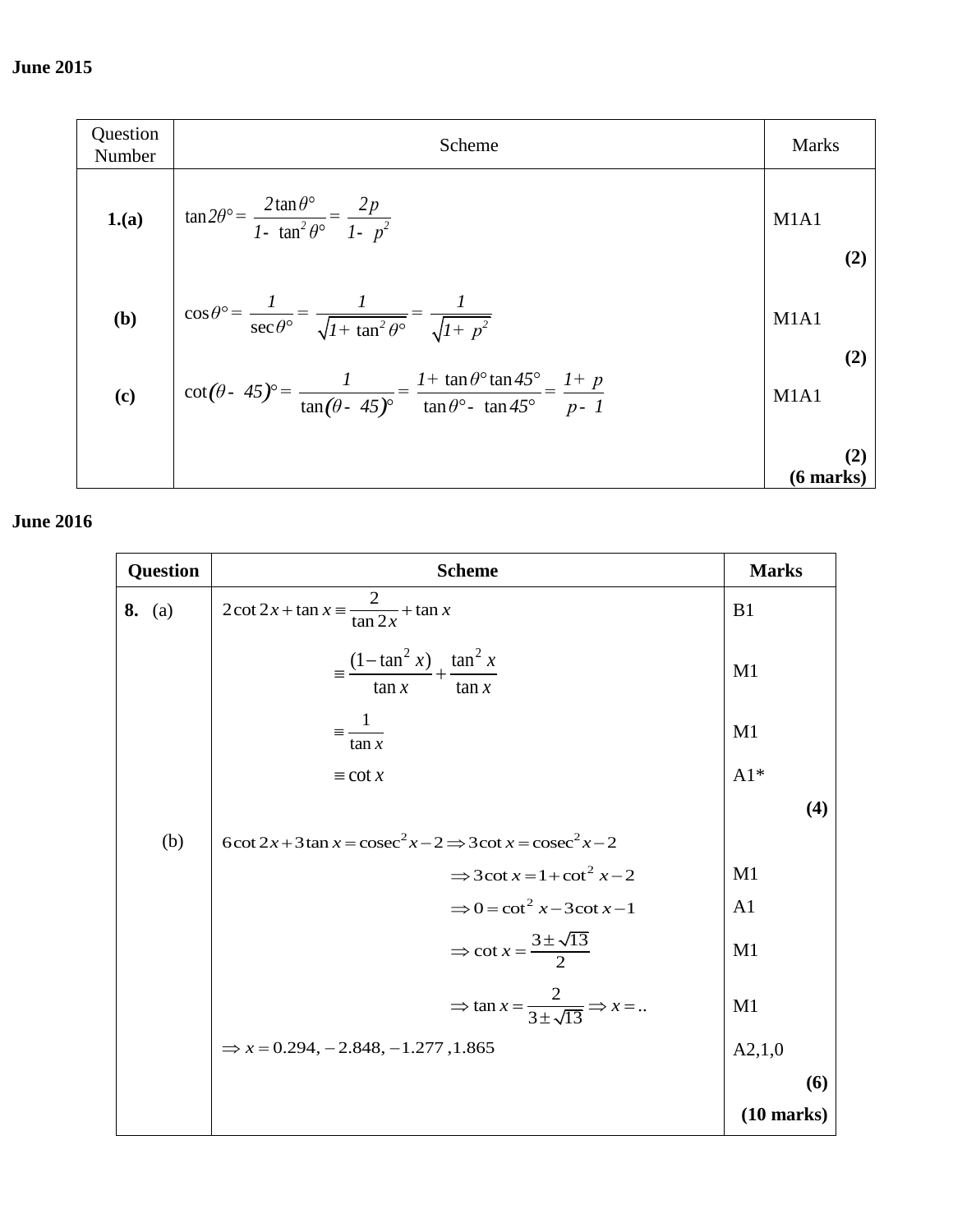**June 2015**

| Question Number | Scheme | Marks |
|---|---|---|
| **1.(a)** | $\tan 2\theta° = \dfrac{2\tan\theta°}{1-\tan^2\theta°} = \dfrac{2p}{1-p^2}$ | M1A1 |
| | | **(2)** |
| **(b)** | $\cos\theta° = \dfrac{1}{\sec\theta°} = \dfrac{1}{\sqrt{1+\tan^2\theta°}} = \dfrac{1}{\sqrt{1+p^2}}$ | M1A1 |
| | | **(2)** |
| **(c)** | $\cot(\theta-45)° = \dfrac{1}{\tan(\theta-45)°} = \dfrac{1+\tan\theta°\tan 45°}{\tan\theta°-\tan 45°} = \dfrac{1+p}{p-1}$ | M1A1 |
| | | **(2)** **(6 marks)** |

**June 2016**

| Question | Scheme | Marks |
|---|---|---|
| **8.** (a) | $2\cot 2x + \tan x \equiv \dfrac{2}{\tan 2x} + \tan x$ | B1 |
| | $\equiv \dfrac{(1-\tan^2 x)}{\tan x} + \dfrac{\tan^2 x}{\tan x}$ | M1 |
| | $\equiv \dfrac{1}{\tan x}$ | M1 |
| | $\equiv \cot x$ | A1* |
| | | **(4)** |
| (b) | $6\cot 2x + 3\tan x = \text{cosec}^2 x - 2 \Rightarrow 3\cot x = \text{cosec}^2 x - 2$ | |
| | $\Rightarrow 3\cot x = 1 + \cot^2 x - 2$ | M1 |
| | $\Rightarrow 0 = \cot^2 x - 3\cot x - 1$ | A1 |
| | $\Rightarrow \cot x = \dfrac{3 \pm \sqrt{13}}{2}$ | M1 |
| | $\Rightarrow \tan x = \dfrac{2}{3 \pm \sqrt{13}} \Rightarrow x = ..$ | M1 |
| | $\Rightarrow x = 0.294, -2.848, -1.277, 1.865$ | A2,1,0 |
| | | **(6)** |
| | | **(10 marks)** |